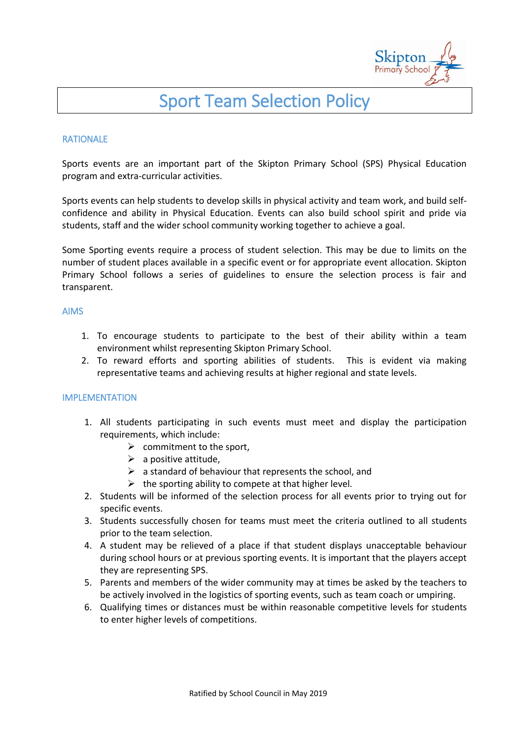# Sport Team Selection Policy

## RATIONALE

Sports events are an important part of the Skipton Primary School (SPS) Physical Education program and extra-curricular activities.

Sports events can help students to develop skills in physical activity and team work, and build self-confidence and ability in Physical Education. Events can also build school spirit and pride via students, staff and the wider school community working together to achieve a goal.

Some Sporting events require a process of student selection. This may be due to limits on the number of student places available in a specific event or for appropriate event allocation. Skipton Primary School follows a series of guidelines to ensure the selection process is fair and transparent.

## AIMS

1. To encourage students to participate to the best of their ability within a team environment whilst representing Skipton Primary School.
2. To reward efforts and sporting abilities of students. This is evident via making representative teams and achieving results at higher regional and state levels.

## IMPLEMENTATION

1. All students participating in such events must meet and display the participation requirements, which include:
   - commitment to the sport,
   - a positive attitude,
   - a standard of behaviour that represents the school, and
   - the sporting ability to compete at that higher level.
2. Students will be informed of the selection process for all events prior to trying out for specific events.
3. Students successfully chosen for teams must meet the criteria outlined to all students prior to the team selection.
4. A student may be relieved of a place if that student displays unacceptable behaviour during school hours or at previous sporting events. It is important that the players accept they are representing SPS.
5. Parents and members of the wider community may at times be asked by the teachers to be actively involved in the logistics of sporting events, such as team coach or umpiring.
6. Qualifying times or distances must be within reasonable competitive levels for students to enter higher levels of competitions.

Ratified by School Council in May 2019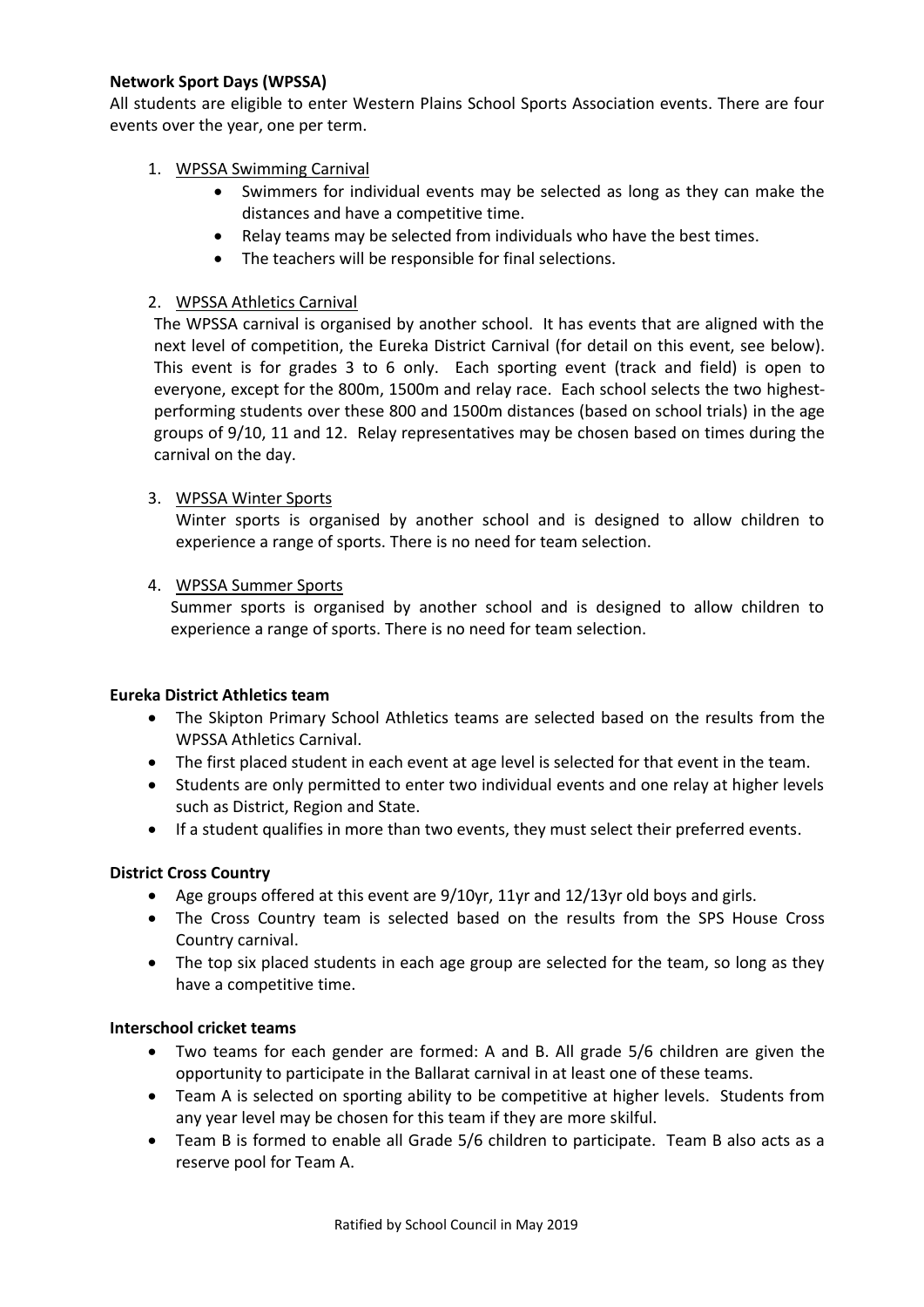**Network Sport Days (WPSSA)**

All students are eligible to enter Western Plains School Sports Association events. There are four events over the year, one per term.

1. WPSSA Swimming Carnival
    - Swimmers for individual events may be selected as long as they can make the distances and have a competitive time.
    - Relay teams may be selected from individuals who have the best times.
    - The teachers will be responsible for final selections.

2. WPSSA Athletics Carnival

    The WPSSA carnival is organised by another school. It has events that are aligned with the next level of competition, the Eureka District Carnival (for detail on this event, see below). This event is for grades 3 to 6 only. Each sporting event (track and field) is open to everyone, except for the 800m, 1500m and relay race. Each school selects the two highest-performing students over these 800 and 1500m distances (based on school trials) in the age groups of 9/10, 11 and 12. Relay representatives may be chosen based on times during the carnival on the day.

3. WPSSA Winter Sports

    Winter sports is organised by another school and is designed to allow children to experience a range of sports. There is no need for team selection.

4. WPSSA Summer Sports

    Summer sports is organised by another school and is designed to allow children to experience a range of sports. There is no need for team selection.

**Eureka District Athletics team**

- The Skipton Primary School Athletics teams are selected based on the results from the WPSSA Athletics Carnival.
- The first placed student in each event at age level is selected for that event in the team.
- Students are only permitted to enter two individual events and one relay at higher levels such as District, Region and State.
- If a student qualifies in more than two events, they must select their preferred events.

**District Cross Country**

- Age groups offered at this event are 9/10yr, 11yr and 12/13yr old boys and girls.
- The Cross Country team is selected based on the results from the SPS House Cross Country carnival.
- The top six placed students in each age group are selected for the team, so long as they have a competitive time.

**Interschool cricket teams**

- Two teams for each gender are formed: A and B. All grade 5/6 children are given the opportunity to participate in the Ballarat carnival in at least one of these teams.
- Team A is selected on sporting ability to be competitive at higher levels. Students from any year level may be chosen for this team if they are more skilful.
- Team B is formed to enable all Grade 5/6 children to participate. Team B also acts as a reserve pool for Team A.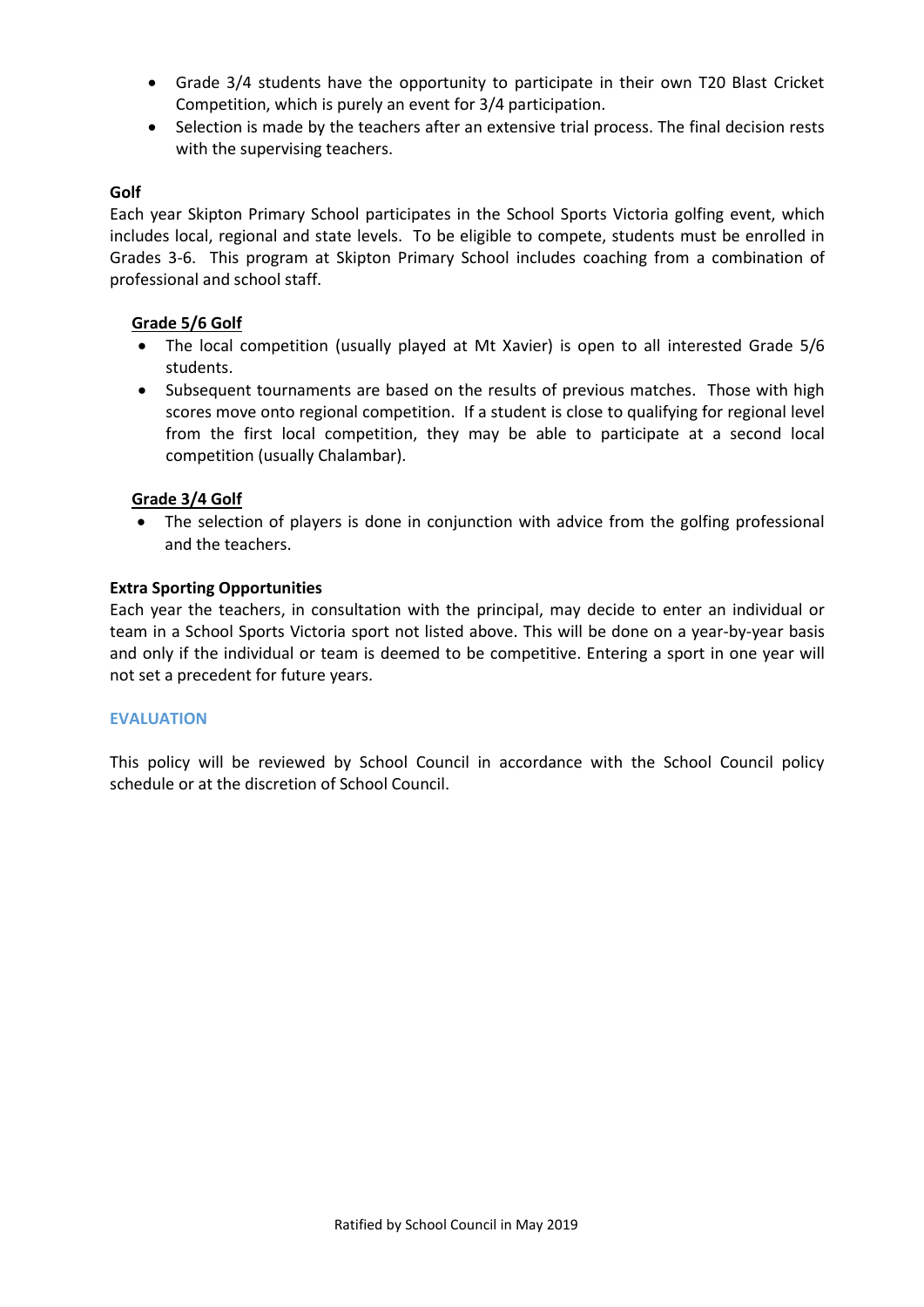- Grade 3/4 students have the opportunity to participate in their own T20 Blast Cricket Competition, which is purely an event for 3/4 participation.
- Selection is made by the teachers after an extensive trial process. The final decision rests with the supervising teachers.

**Golf**

Each year Skipton Primary School participates in the School Sports Victoria golfing event, which includes local, regional and state levels. To be eligible to compete, students must be enrolled in Grades 3-6. This program at Skipton Primary School includes coaching from a combination of professional and school staff.

**Grade 5/6 Golf**

- The local competition (usually played at Mt Xavier) is open to all interested Grade 5/6 students.
- Subsequent tournaments are based on the results of previous matches. Those with high scores move onto regional competition. If a student is close to qualifying for regional level from the first local competition, they may be able to participate at a second local competition (usually Chalambar).

**Grade 3/4 Golf**

- The selection of players is done in conjunction with advice from the golfing professional and the teachers.

**Extra Sporting Opportunities**

Each year the teachers, in consultation with the principal, may decide to enter an individual or team in a School Sports Victoria sport not listed above. This will be done on a year-by-year basis and only if the individual or team is deemed to be competitive. Entering a sport in one year will not set a precedent for future years.

## EVALUATION

This policy will be reviewed by School Council in accordance with the School Council policy schedule or at the discretion of School Council.

Ratified by School Council in May 2019